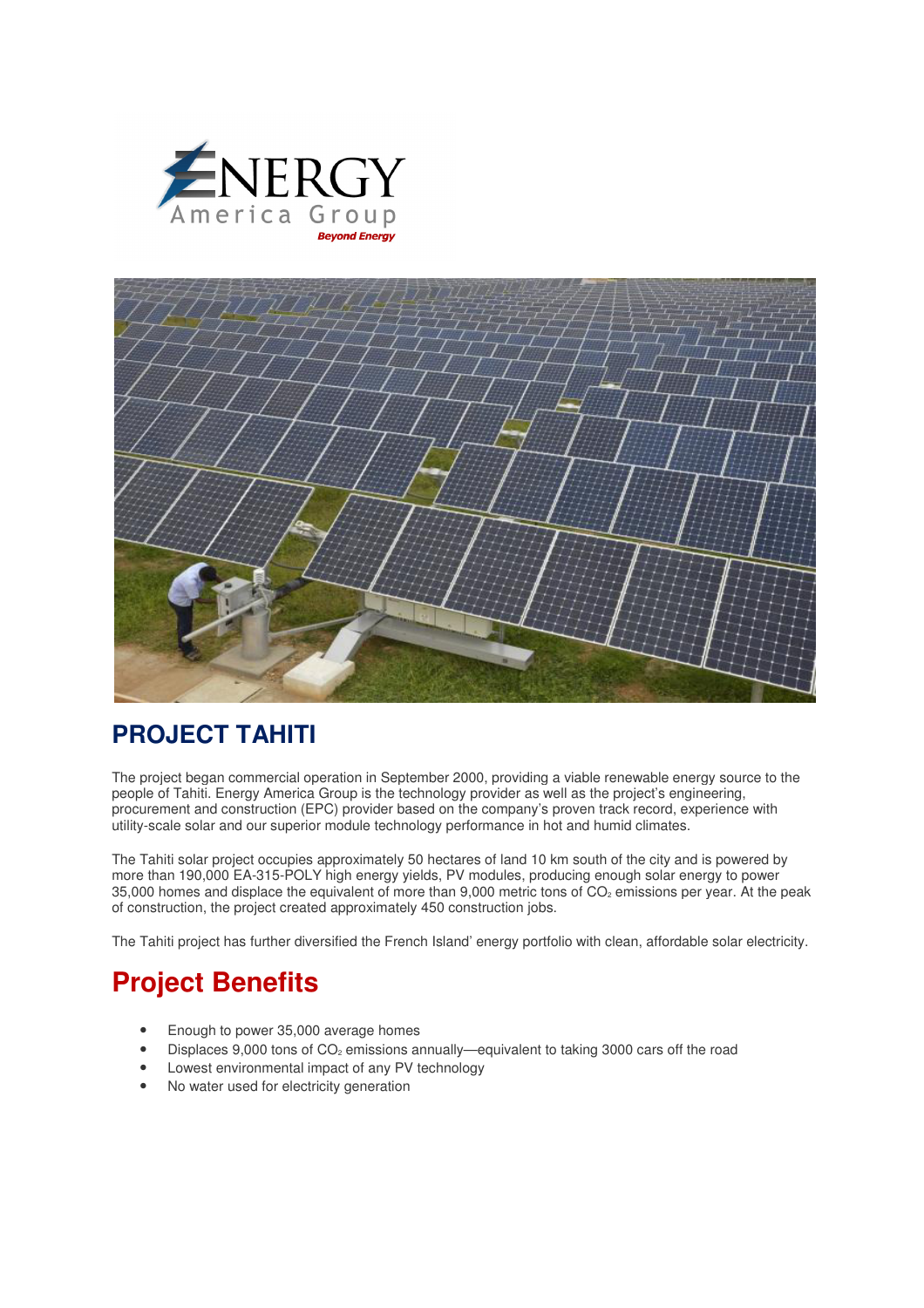# PROJECT TAHITI

The project began commercial operation in September 2000, providing a viable renewable energy source to the people of Tahiti. Energy America Group is the technology provider as well as the project's engineering, procurement and construction (EPC) provider based on the company's proven track record, experience with utility-scale solar and our superior module technology performance in hot and humid climates.

The Tahiti solar project occupies approximately 50 hectares of land 10 km south of the city and is powered by more than 190,000 EA-315-POLY high energy yields, PV modules, producing enough solar energy to power 35,000 homes and displace the equivalent of more than 9,000 metric tons of $CO_2$ emissions per year. At the peak of construction, the project created approximately 450 construction jobs.

The Tahiti project has further diversified the French Island' energy portfolio with clean, affordable solar electricity.

## Project Benefits

- Enough to power 35,000 average homes
- Displaces 9,000 tons of $CO_2$ emissions annually—equivalent to taking 3000 cars off the road
- Lowest environmental impact of any PV technology
- No water used for electricity generation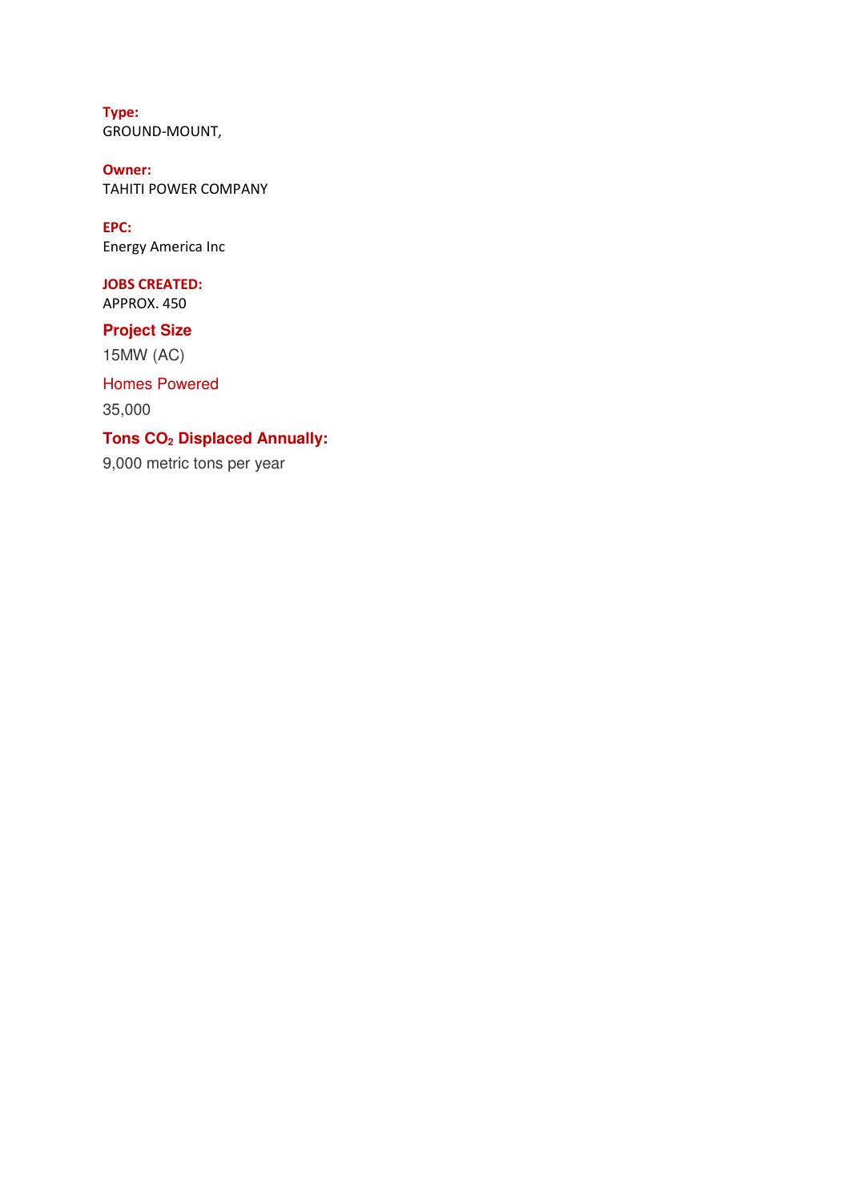**Type:**
GROUND-MOUNT,

**Owner:**
TAHITI POWER COMPANY

**EPC:**
Energy America Inc

**JOBS CREATED:**
APPROX. 450

**Project Size**

15MW (AC)

Homes Powered

35,000

**Tons $CO_2$ Displaced Annually:**

9,000 metric tons per year